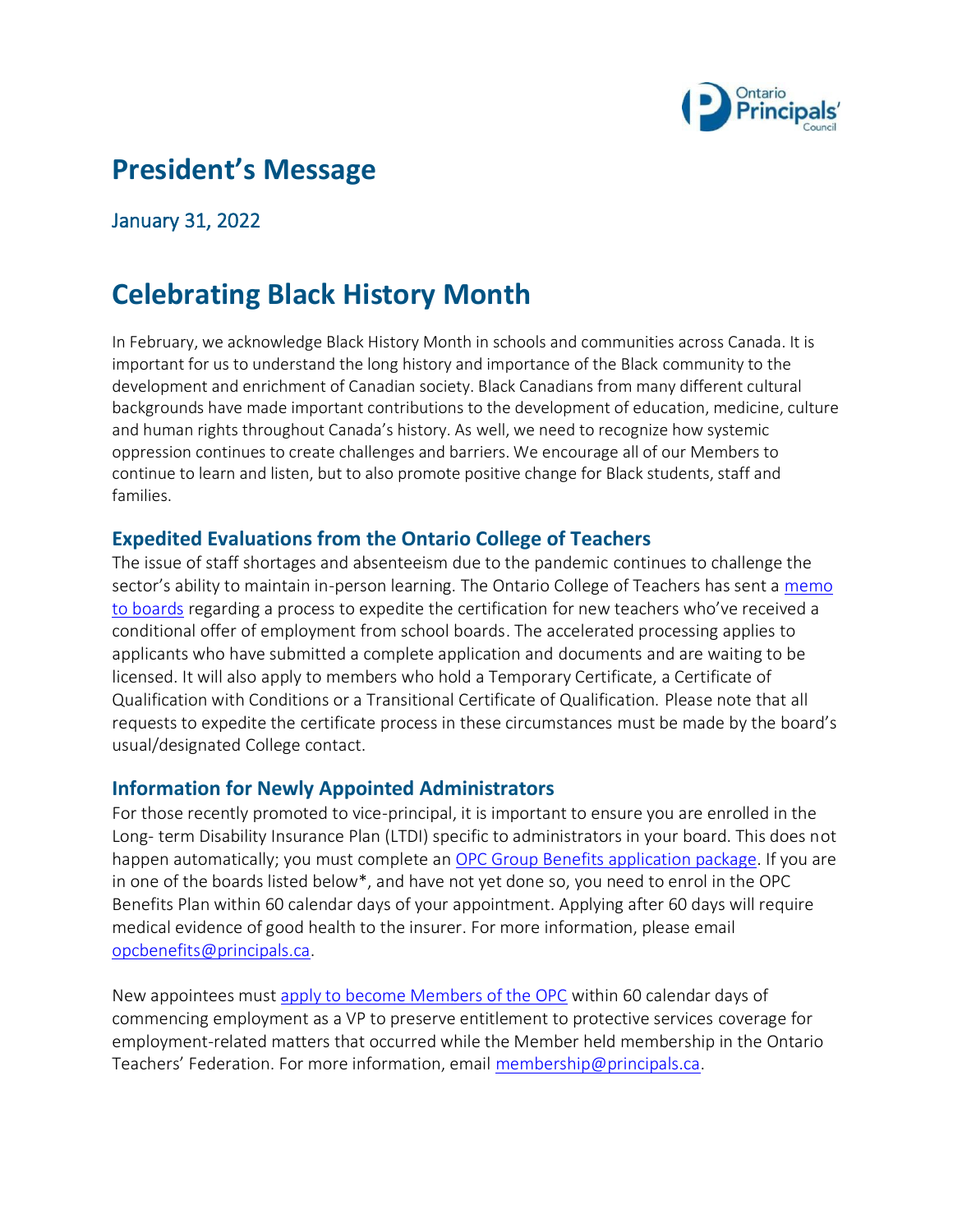# President's Message

January 31, 2022

# Celebrating Black History Month

In February, we acknowledge Black History Month in schools and communities across Canada. It is important for us to understand the long history and importance of the Black community to the development and enrichment of Canadian society. Black Canadians from many different cultural backgrounds have made important contributions to the development of education, medicine, culture and human rights throughout Canada's history. As well, we need to recognize how systemic oppression continues to create challenges and barriers. We encourage all of our Members to continue to learn and listen, but to also promote positive change for Black students, staff and families.

### Expedited Evaluations from the Ontario College of Teachers

The issue of staff shortages and absenteeism due to the pandemic continues to challenge the sector's ability to maintain in-person learning. The Ontario College of Teachers has sent a memo to boards regarding a process to expedite the certification for new teachers who've received a conditional offer of employment from school boards. The accelerated processing applies to applicants who have submitted a complete application and documents and are waiting to be licensed. It will also apply to members who hold a Temporary Certificate, a Certificate of Qualification with Conditions or a Transitional Certificate of Qualification. Please note that all requests to expedite the certificate process in these circumstances must be made by the board's usual/designated College contact.

### Information for Newly Appointed Administrators

For those recently promoted to vice-principal, it is important to ensure you are enrolled in the Long- term Disability Insurance Plan (LTDI) specific to administrators in your board. This does not happen automatically; you must complete an OPC Group Benefits application package. If you are in one of the boards listed below*, and have not yet done so, you need to enrol in the OPC Benefits Plan within 60 calendar days of your appointment. Applying after 60 days will require medical evidence of good health to the insurer. For more information, please email opcbenefits@principals.ca.

New appointees must apply to become Members of the OPC within 60 calendar days of commencing employment as a VP to preserve entitlement to protective services coverage for employment-related matters that occurred while the Member held membership in the Ontario Teachers' Federation. For more information, email membership@principals.ca.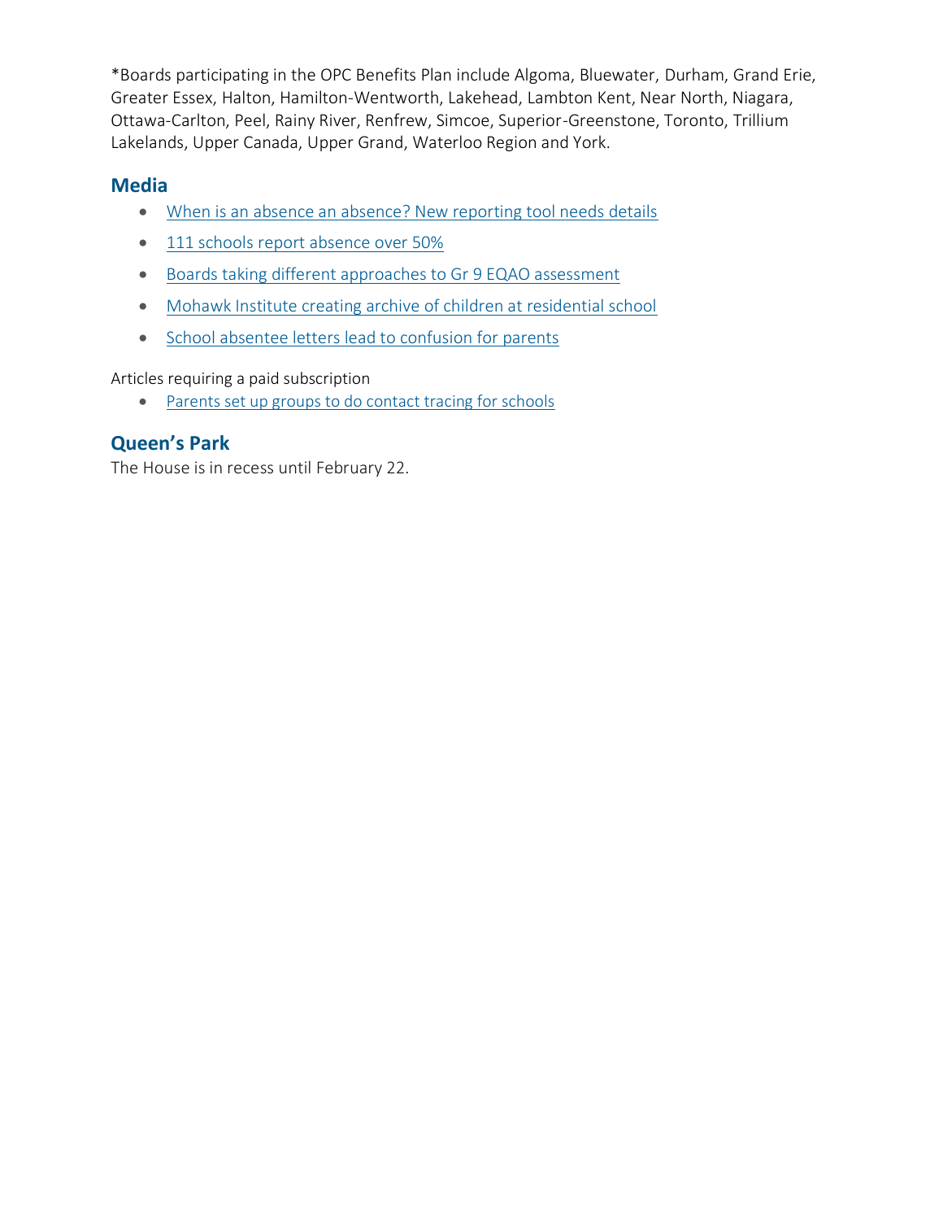*Boards participating in the OPC Benefits Plan include Algoma, Bluewater, Durham, Grand Erie, Greater Essex, Halton, Hamilton-Wentworth, Lakehead, Lambton Kent, Near North, Niagara, Ottawa-Carlton, Peel, Rainy River, Renfrew, Simcoe, Superior-Greenstone, Toronto, Trillium Lakelands, Upper Canada, Upper Grand, Waterloo Region and York.

## Media

- When is an absence an absence? New reporting tool needs details
- 111 schools report absence over 50%
- Boards taking different approaches to Gr 9 EQAO assessment
- Mohawk Institute creating archive of children at residential school
- School absentee letters lead to confusion for parents

Articles requiring a paid subscription

- Parents set up groups to do contact tracing for schools

## Queen's Park

The House is in recess until February 22.